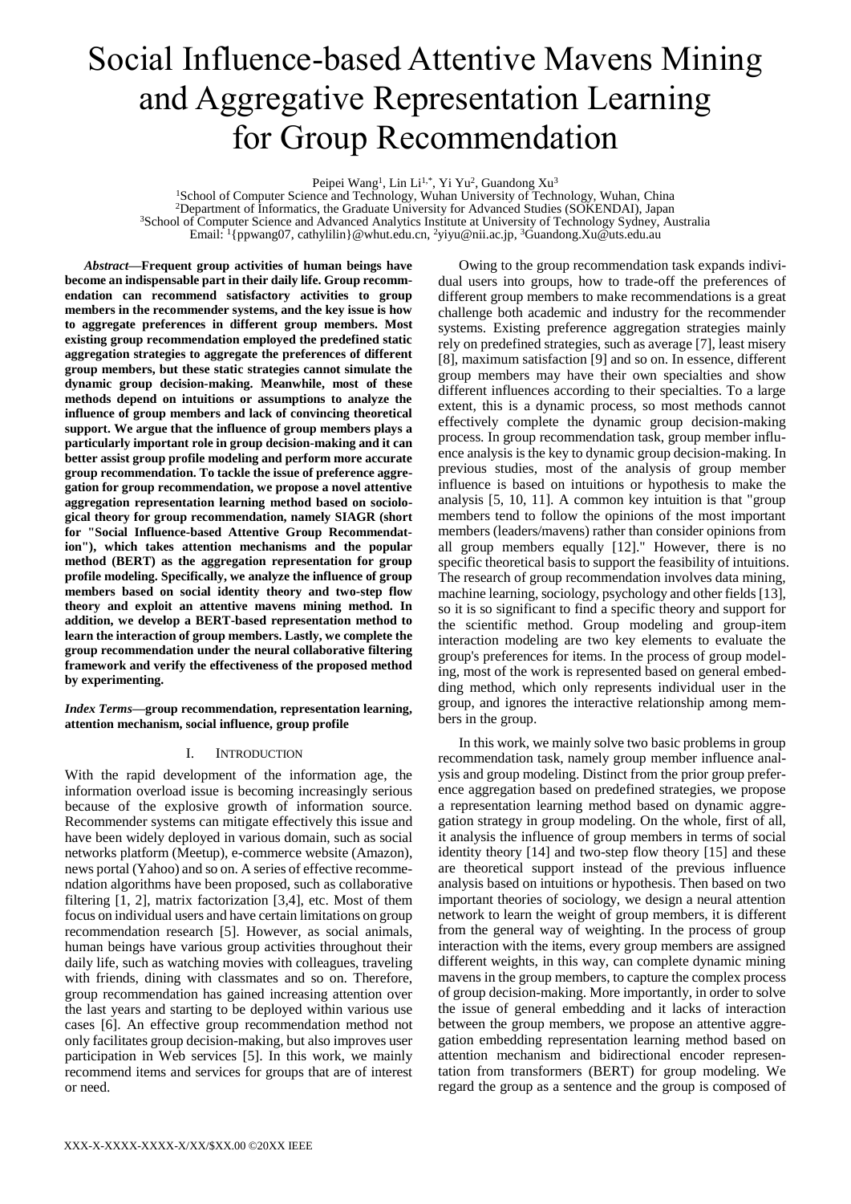# Social Influence-based Attentive Mavens Mining and Aggregative Representation Learning for Group Recommendation

Peipei Wang[1], Lin Li[1,*], Yi Yu[2], Guandong Xu[3]

[1]School of Computer Science and Technology, Wuhan University of Technology, Wuhan, China
[2]Department of Informatics, the Graduate University for Advanced Studies (SOKENDAI), Japan
[3]School of Computer Science and Advanced Analytics Institute at University of Technology Sydney, Australia
Email: [1]{ppwang07, cathylilin}@whut.edu.cn, [2]yiyu@nii.ac.jp, [3]Guandong.Xu@uts.edu.au

***Abstract*—Frequent group activities of human beings have become an indispensable part in their daily life. Group recommendation can recommend satisfactory activities to group members in the recommender systems, and the key issue is how to aggregate preferences in different group members. Most existing group recommendation employed the predefined static aggregation strategies to aggregate the preferences of different group members, but these static strategies cannot simulate the dynamic group decision-making. Meanwhile, most of these methods depend on intuitions or assumptions to analyze the influence of group members and lack of convincing theoretical support. We argue that the influence of group members plays a particularly important role in group decision-making and it can better assist group profile modeling and perform more accurate group recommendation. To tackle the issue of preference aggregation for group recommendation, we propose a novel attentive aggregation representation learning method based on sociological theory for group recommendation, namely SIAGR (short for "Social Influence-based Attentive Group Recommendation"), which takes attention mechanisms and the popular method (BERT) as the aggregation representation for group profile modeling. Specifically, we analyze the influence of group members based on social identity theory and two-step flow theory and exploit an attentive mavens mining method. In addition, we develop a BERT-based representation method to learn the interaction of group members. Lastly, we complete the group recommendation under the neural collaborative filtering framework and verify the effectiveness of the proposed method by experimenting.**

***Index Terms*—group recommendation, representation learning, attention mechanism, social influence, group profile**

## I. Introduction

With the rapid development of the information age, the information overload issue is becoming increasingly serious because of the explosive growth of information source. Recommender systems can mitigate effectively this issue and have been widely deployed in various domain, such as social networks platform (Meetup), e-commerce website (Amazon), news portal (Yahoo) and so on. A series of effective recommendation algorithms have been proposed, such as collaborative filtering [1, 2], matrix factorization [3,4], etc. Most of them focus on individual users and have certain limitations on group recommendation research [5]. However, as social animals, human beings have various group activities throughout their daily life, such as watching movies with colleagues, traveling with friends, dining with classmates and so on. Therefore, group recommendation has gained increasing attention over the last years and starting to be deployed within various use cases [6]. An effective group recommendation method not only facilitates group decision-making, but also improves user participation in Web services [5]. In this work, we mainly recommend items and services for groups that are of interest or need.

Owing to the group recommendation task expands individual users into groups, how to trade-off the preferences of different group members to make recommendations is a great challenge both academic and industry for the recommender systems. Existing preference aggregation strategies mainly rely on predefined strategies, such as average [7], least misery [8], maximum satisfaction [9] and so on. In essence, different group members may have their own specialties and show different influences according to their specialties. To a large extent, this is a dynamic process, so most methods cannot effectively complete the dynamic group decision-making process. In group recommendation task, group member influence analysis is the key to dynamic group decision-making. In previous studies, most of the analysis of group member influence is based on intuitions or hypothesis to make the analysis [5, 10, 11]. A common key intuition is that "group members tend to follow the opinions of the most important members (leaders/mavens) rather than consider opinions from all group members equally [12]." However, there is no specific theoretical basis to support the feasibility of intuitions. The research of group recommendation involves data mining, machine learning, sociology, psychology and other fields [13], so it is so significant to find a specific theory and support for the scientific method. Group modeling and group-item interaction modeling are two key elements to evaluate the group's preferences for items. In the process of group modeling, most of the work is represented based on general embedding method, which only represents individual user in the group, and ignores the interactive relationship among members in the group.

In this work, we mainly solve two basic problems in group recommendation task, namely group member influence analysis and group modeling. Distinct from the prior group preference aggregation based on predefined strategies, we propose a representation learning method based on dynamic aggregation strategy in group modeling. On the whole, first of all, it analysis the influence of group members in terms of social identity theory [14] and two-step flow theory [15] and these are theoretical support instead of the previous influence analysis based on intuitions or hypothesis. Then based on two important theories of sociology, we design a neural attention network to learn the weight of group members, it is different from the general way of weighting. In the process of group interaction with the items, every group members are assigned different weights, in this way, can complete dynamic mining mavens in the group members, to capture the complex process of group decision-making. More importantly, in order to solve the issue of general embedding and it lacks of interaction between the group members, we propose an attentive aggregation embedding representation learning method based on attention mechanism and bidirectional encoder representation from transformers (BERT) for group modeling. We regard the group as a sentence and the group is composed of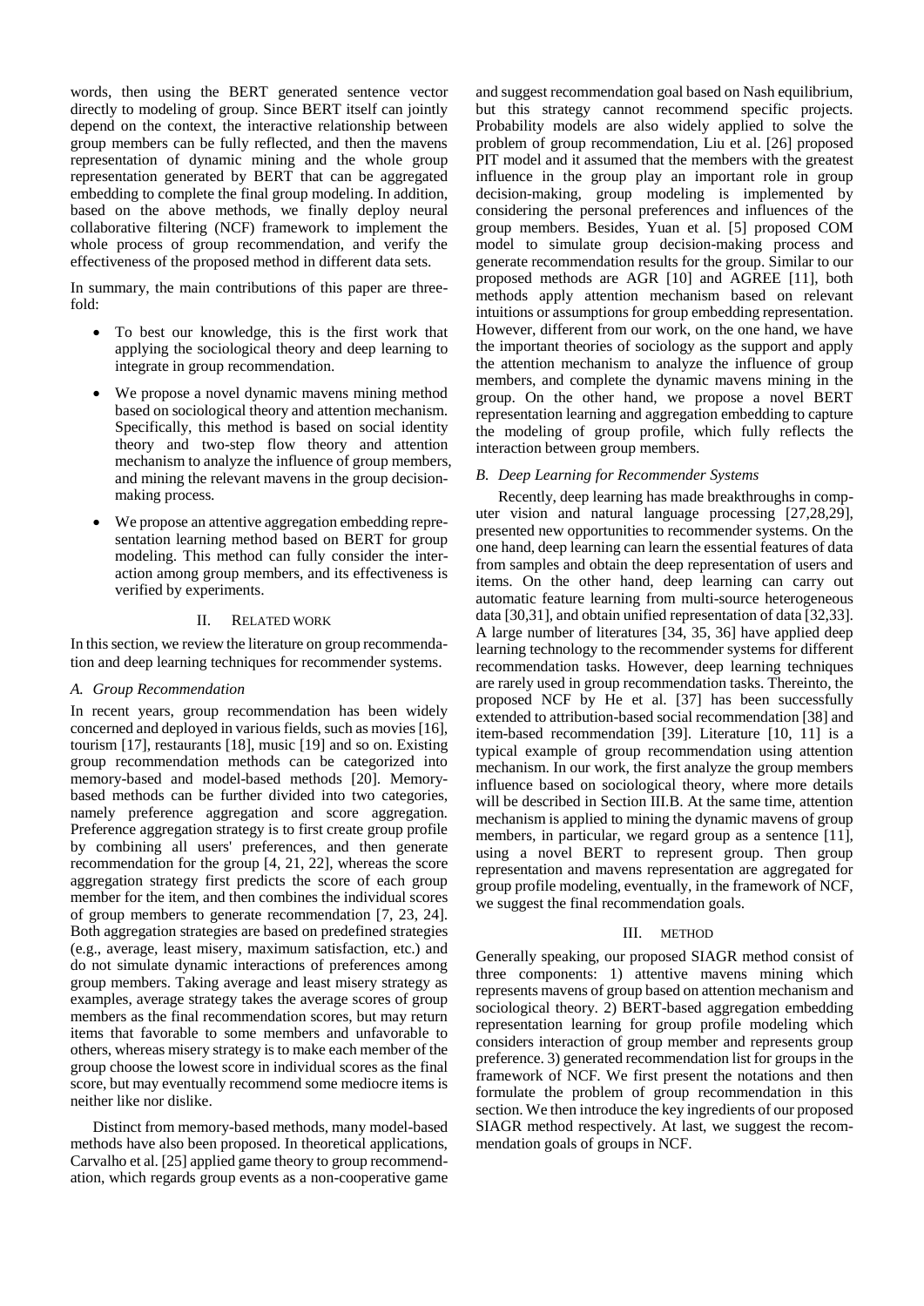words, then using the BERT generated sentence vector directly to modeling of group. Since BERT itself can jointly depend on the context, the interactive relationship between group members can be fully reflected, and then the mavens representation of dynamic mining and the whole group representation generated by BERT that can be aggregated embedding to complete the final group modeling. In addition, based on the above methods, we finally deploy neural collaborative filtering (NCF) framework to implement the whole process of group recommendation, and verify the effectiveness of the proposed method in different data sets.

In summary, the main contributions of this paper are three-fold:

- To best our knowledge, this is the first work that applying the sociological theory and deep learning to integrate in group recommendation.
- We propose a novel dynamic mavens mining method based on sociological theory and attention mechanism. Specifically, this method is based on social identity theory and two-step flow theory and attention mechanism to analyze the influence of group members, and mining the relevant mavens in the group decision-making process.
- We propose an attentive aggregation embedding representation learning method based on BERT for group modeling. This method can fully consider the interaction among group members, and its effectiveness is verified by experiments.

## II. Related Work

In this section, we review the literature on group recommendation and deep learning techniques for recommender systems.

### A. Group Recommendation

In recent years, group recommendation has been widely concerned and deployed in various fields, such as movies [16], tourism [17], restaurants [18], music [19] and so on. Existing group recommendation methods can be categorized into memory-based and model-based methods [20]. Memory-based methods can be further divided into two categories, namely preference aggregation and score aggregation. Preference aggregation strategy is to first create group profile by combining all users' preferences, and then generate recommendation for the group [4, 21, 22], whereas the score aggregation strategy first predicts the score of each group member for the item, and then combines the individual scores of group members to generate recommendation [7, 23, 24]. Both aggregation strategies are based on predefined strategies (e.g., average, least misery, maximum satisfaction, etc.) and do not simulate dynamic interactions of preferences among group members. Taking average and least misery strategy as examples, average strategy takes the average scores of group members as the final recommendation scores, but may return items that favorable to some members and unfavorable to others, whereas misery strategy is to make each member of the group choose the lowest score in individual scores as the final score, but may eventually recommend some mediocre items is neither like nor dislike.

Distinct from memory-based methods, many model-based methods have also been proposed. In theoretical applications, Carvalho et al. [25] applied game theory to group recommendation, which regards group events as a non-cooperative game and suggest recommendation goal based on Nash equilibrium, but this strategy cannot recommend specific projects. Probability models are also widely applied to solve the problem of group recommendation, Liu et al. [26] proposed PIT model and it assumed that the members with the greatest influence in the group play an important role in group decision-making, group modeling is implemented by considering the personal preferences and influences of the group members. Besides, Yuan et al. [5] proposed COM model to simulate group decision-making process and generate recommendation results for the group. Similar to our proposed methods are AGR [10] and AGREE [11], both methods apply attention mechanism based on relevant intuitions or assumptions for group embedding representation. However, different from our work, on the one hand, we have the important theories of sociology as the support and apply the attention mechanism to analyze the influence of group members, and complete the dynamic mavens mining in the group. On the other hand, we propose a novel BERT representation learning and aggregation embedding to capture the modeling of group profile, which fully reflects the interaction between group members.

### B. Deep Learning for Recommender Systems

Recently, deep learning has made breakthroughs in computer vision and natural language processing [27,28,29], presented new opportunities to recommender systems. On the one hand, deep learning can learn the essential features of data from samples and obtain the deep representation of users and items. On the other hand, deep learning can carry out automatic feature learning from multi-source heterogeneous data [30,31], and obtain unified representation of data [32,33]. A large number of literatures [34, 35, 36] have applied deep learning technology to the recommender systems for different recommendation tasks. However, deep learning techniques are rarely used in group recommendation tasks. Thereinto, the proposed NCF by He et al. [37] has been successfully extended to attribution-based social recommendation [38] and item-based recommendation [39]. Literature [10, 11] is a typical example of group recommendation using attention mechanism. In our work, the first analyze the group members influence based on sociological theory, where more details will be described in Section III.B. At the same time, attention mechanism is applied to mining the dynamic mavens of group members, in particular, we regard group as a sentence [11], using a novel BERT to represent group. Then group representation and mavens representation are aggregated for group profile modeling, eventually, in the framework of NCF, we suggest the final recommendation goals.

## III. Method

Generally speaking, our proposed SIAGR method consist of three components: 1) attentive mavens mining which represents mavens of group based on attention mechanism and sociological theory. 2) BERT-based aggregation embedding representation learning for group profile modeling which considers interaction of group member and represents group preference. 3) generated recommendation list for groups in the framework of NCF. We first present the notations and then formulate the problem of group recommendation in this section. We then introduce the key ingredients of our proposed SIAGR method respectively. At last, we suggest the recommendation goals of groups in NCF.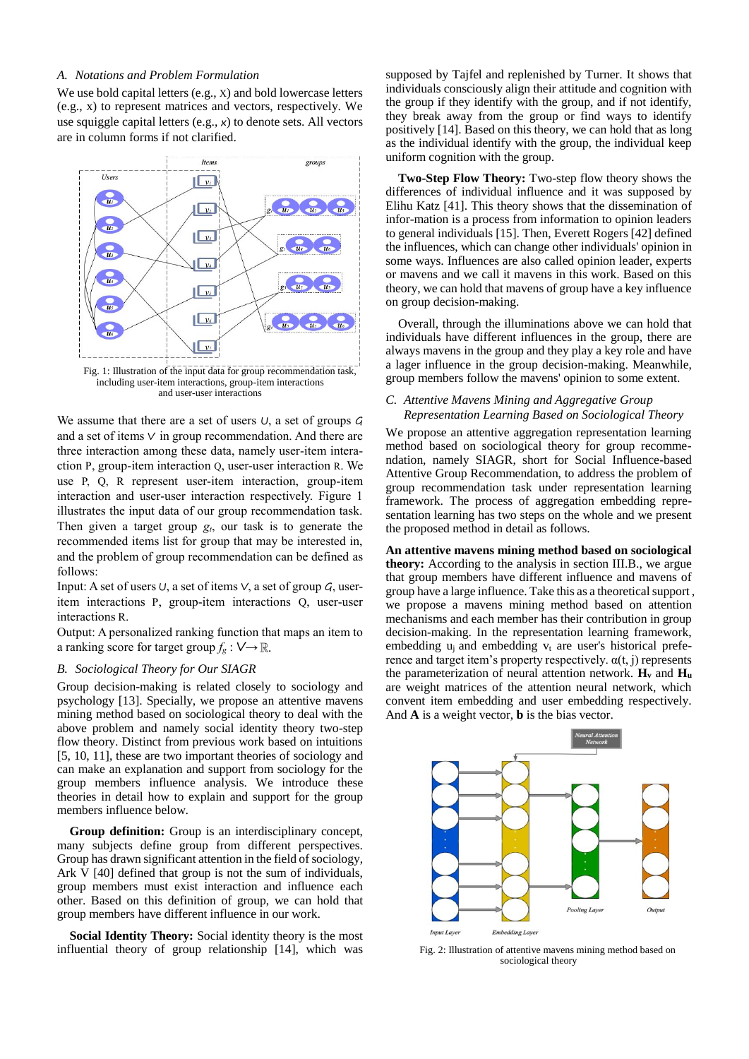### A. Notations and Problem Formulation

We use bold capital letters (e.g., X) and bold lowercase letters (e.g., x) to represent matrices and vectors, respectively. We use squiggle capital letters (e.g., $\mathcal{X}$) to denote sets. All vectors are in column forms if not clarified.

Fig. 1: Illustration of the input data for group recommendation task, including user-item interactions, group-item interactions and user-user interactions

We assume that there are a set of users $\mathcal{U}$, a set of groups $\mathcal{G}$ and a set of items $\mathcal{V}$ in group recommendation. And there are three interaction among these data, namely user-item interaction P, group-item interaction Q, user-user interaction R. We use P, Q, R represent user-item interaction, group-item interaction and user-user interaction respectively. Figure 1 illustrates the input data of our group recommendation task. Then given a target group $g_t$, our task is to generate the recommended items list for group that may be interested in, and the problem of group recommendation can be defined as follows:

Input: A set of users $\mathcal{U}$, a set of items $\mathcal{V}$, a set of group $\mathcal{G}$, user-item interactions P, group-item interactions Q, user-user interactions R.

Output: A personalized ranking function that maps an item to a ranking score for target group $f_g : \mathcal{V} \longrightarrow \mathbb{R}$.

### B. Sociological Theory for Our SIAGR

Group decision-making is related closely to sociology and psychology [13]. Specially, we propose an attentive mavens mining method based on sociological theory to deal with the above problem and namely social identity theory two-step flow theory. Distinct from previous work based on intuitions [5, 10, 11], these are two important theories of sociology and can make an explanation and support from sociology for the group members influence analysis. We introduce these theories in detail how to explain and support for the group members influence below.

**Group definition:** Group is an interdisciplinary concept, many subjects define group from different perspectives. Group has drawn significant attention in the field of sociology, Ark V [40] defined that group is not the sum of individuals, group members must exist interaction and influence each other. Based on this definition of group, we can hold that group members have different influence in our work.

**Social Identity Theory:** Social identity theory is the most influential theory of group relationship [14], which was supposed by Tajfel and replenished by Turner. It shows that individuals consciously align their attitude and cognition with the group if they identify with the group, and if not identify, they break away from the group or find ways to identify positively [14]. Based on this theory, we can hold that as long as the individual identify with the group, the individual keep uniform cognition with the group.

**Two-Step Flow Theory:** Two-step flow theory shows the differences of individual influence and it was supposed by Elihu Katz [41]. This theory shows that the dissemination of infor-mation is a process from information to opinion leaders to general individuals [15]. Then, Everett Rogers [42] defined the influences, which can change other individuals' opinion in some ways. Influences are also called opinion leader, experts or mavens and we call it mavens in this work. Based on this theory, we can hold that mavens of group have a key influence on group decision-making.

Overall, through the illuminations above we can hold that individuals have different influences in the group, there are always mavens in the group and they play a key role and have a lager influence in the group decision-making. Meanwhile, group members follow the mavens' opinion to some extent.

### C. Attentive Mavens Mining and Aggregative Group Representation Learning Based on Sociological Theory

We propose an attentive aggregation representation learning method based on sociological theory for group recomme-ndation, namely SIAGR, short for Social Influence-based Attentive Group Recommendation, to address the problem of group recommendation task under representation learning framework. The process of aggregation embedding repre-sentation learning has two steps on the whole and we present the proposed method in detail as follows.

**An attentive mavens mining method based on sociological theory:** According to the analysis in section III.B., we argue that group members have different influence and mavens of group have a large influence. Take this as a theoretical support , we propose a mavens mining method based on attention mechanisms and each member has their contribution in group decision-making. In the representation learning framework, embedding $u_j$ and embedding $v_t$ are user's historical prefe-rence and target item's property respectively. $\alpha(t, j)$ represents the parameterization of neural attention network. $\mathbf{H_v}$ and $\mathbf{H_u}$ are weight matrices of the attention neural network, which convent item embedding and user embedding respectively. And $\mathbf{A}$ is a weight vector, $\mathbf{b}$ is the bias vector.

Fig. 2: Illustration of attentive mavens mining method based on sociological theory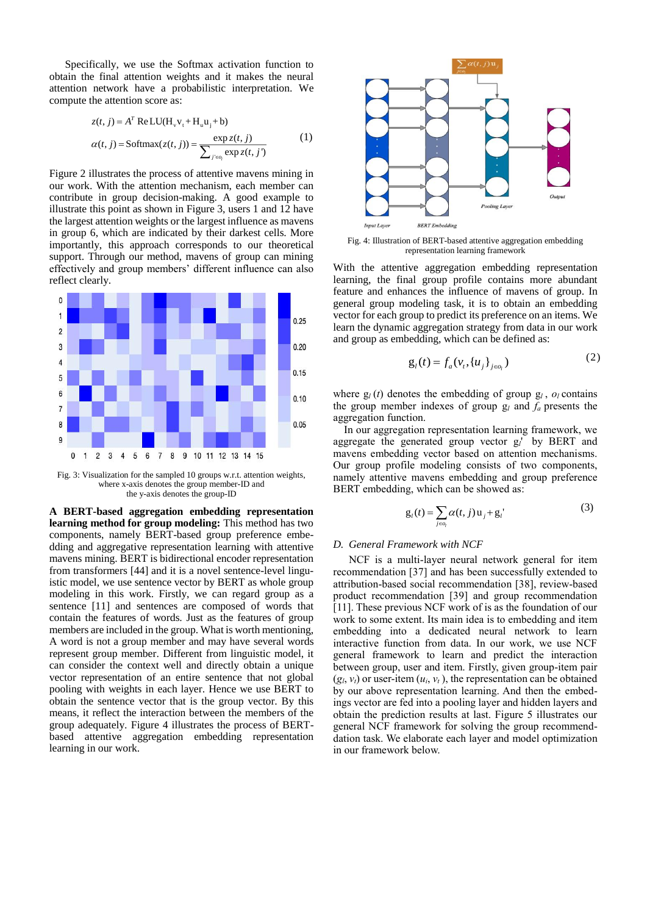Specifically, we use the Softmax activation function to obtain the final attention weights and it makes the neural attention network have a probabilistic interpretation. We compute the attention score as:

$$z(t, j) = A^T \operatorname{ReLU}(\mathrm{H_v v_t} + \mathrm{H_u u_j} + \mathrm{b})$$
$$\alpha(t, j) = \operatorname{Softmax}(z(t, j)) = \frac{\exp z(t, j)}{\sum_{j' \in o_l} \exp z(t, j')} \quad (1)$$

Figure 2 illustrates the process of attentive mavens mining in our work. With the attention mechanism, each member can contribute in group decision-making. A good example to illustrate this point as shown in Figure 3, users 1 and 12 have the largest attention weights or the largest influence as mavens in group 6, which are indicated by their darkest cells. More importantly, this approach corresponds to our theoretical support. Through our method, mavens of group can mining effectively and group members' different influence can also reflect clearly.

Fig. 3: Visualization for the sampled 10 groups w.r.t. attention weights, where x-axis denotes the group member-ID and the y-axis denotes the group-ID

**A BERT-based aggregation embedding representation learning method for group modeling:** This method has two components, namely BERT-based group preference embedding and aggregative representation learning with attentive mavens mining. BERT is bidirectional encoder representation from transformers [44] and it is a novel sentence-level linguistic model, we use sentence vector by BERT as whole group modeling in this work. Firstly, we can regard group as a sentence [11] and sentences are composed of words that contain the features of words. Just as the features of group members are included in the group. What is worth mentioning, A word is not a group member and may have several words represent group member. Different from linguistic model, it can consider the context well and directly obtain a unique vector representation of an entire sentence that not global pooling with weights in each layer. Hence we use BERT to obtain the sentence vector that is the group vector. By this means, it reflect the interaction between the members of the group adequately. Figure 4 illustrates the process of BERT-based attentive aggregation embedding representation learning in our work.

Fig. 4: Illustration of BERT-based attentive aggregation embedding representation learning framework

With the attentive aggregation embedding representation learning, the final group profile contains more abundant feature and enhances the influence of mavens of group. In general group modeling task, it is to obtain an embedding vector for each group to predict its preference on an items. We learn the dynamic aggregation strategy from data in our work and group as embedding, which can be defined as:

$$\mathrm{g}_l(t) = f_a(v_t, \{u_j\}_{j \in o_l}) \quad (2)$$

where $\mathrm{g}_l(t)$ denotes the embedding of group $\mathrm{g}_l$, $o_l$ contains the group member indexes of group $\mathrm{g}_l$ and $f_a$ presents the aggregation function.

In our aggregation representation learning framework, we aggregate the generated group vector $\mathrm{g}_l'$ by BERT and mavens embedding vector based on attention mechanisms. Our group profile modeling consists of two components, namely attentive mavens embedding and group preference BERT embedding, which can be showed as:

$$\mathrm{g}_l(t) = \sum_{j \in o_l} \alpha(t, j)\,\mathrm{u}_j + \mathrm{g}_l' \quad (3)$$

### *D. General Framework with NCF*

NCF is a multi-layer neural network general for item recommendation [37] and has been successfully extended to attribution-based social recommendation [38], review-based product recommendation [39] and group recommendation [11]. These previous NCF work of is as the foundation of our work to some extent. Its main idea is to embedding and item embedding into a dedicated neural network to learn interactive function from data. In our work, we use NCF general framework to learn and predict the interaction between group, user and item. Firstly, given group-item pair $(g_l, v_t)$ or user-item $(u_i, v_t)$, the representation can be obtained by our above representation learning. And then the embeddings vector are fed into a pooling layer and hidden layers and obtain the prediction results at last. Figure 5 illustrates our general NCF framework for solving the group recommenddation task. We elaborate each layer and model optimization in our framework below.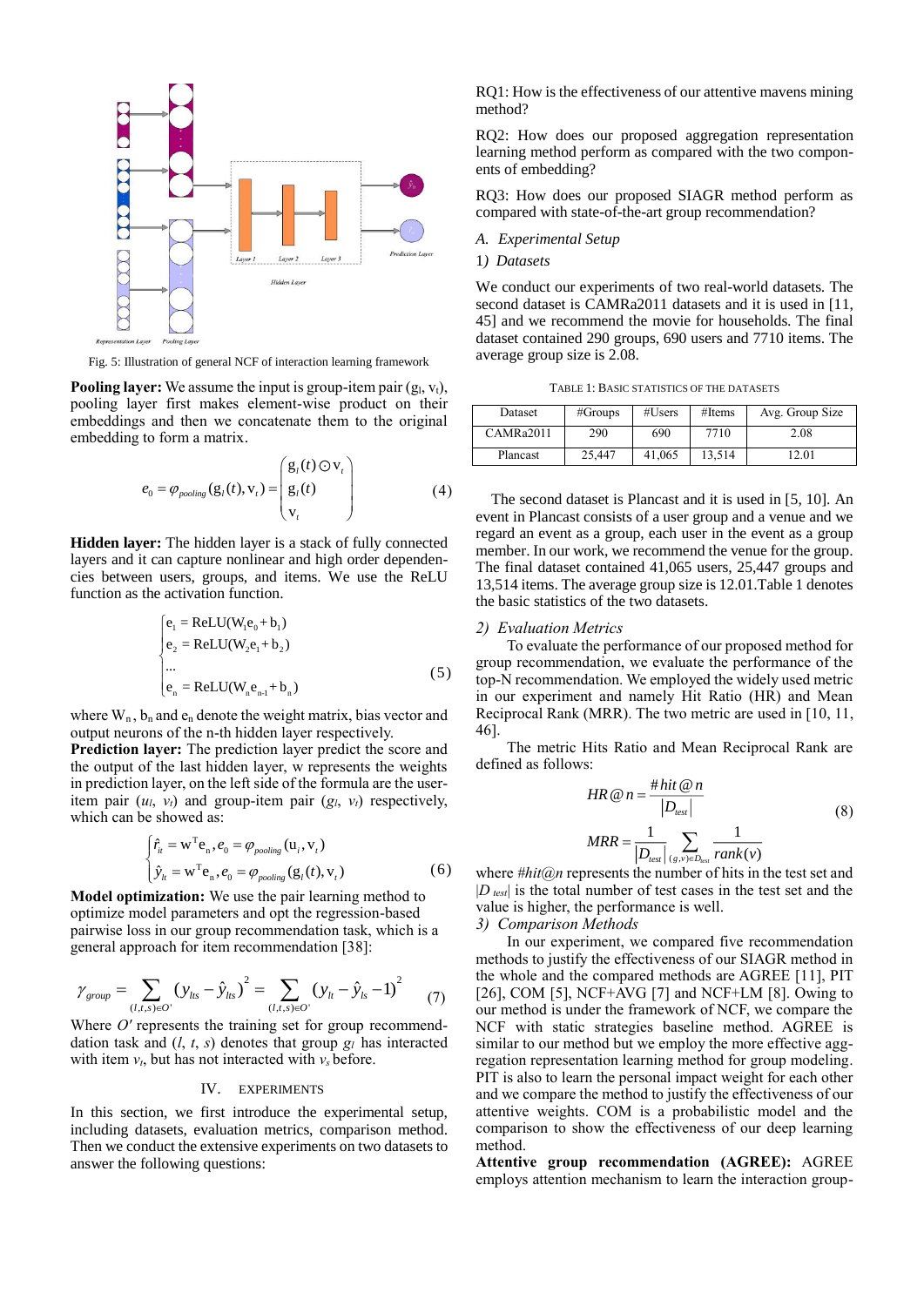Fig. 5: Illustration of general NCF of interaction learning framework

**Pooling layer:** We assume the input is group-item pair ($g_l$, $v_t$), pooling layer first makes element-wise product on their embeddings and then we concatenate them to the original embedding to form a matrix.

$$e_0 = \varphi_{pooling}(g_l(t), v_t) = \begin{pmatrix} g_l(t) \odot v_t \\ g_l(t) \\ v_t \end{pmatrix} \tag{4}$$

**Hidden layer:** The hidden layer is a stack of fully connected layers and it can capture nonlinear and high order dependencies between users, groups, and items. We use the ReLU function as the activation function.

$$\begin{cases} e_1 = \text{ReLU}(W_1 e_0 + b_1) \\ e_2 = \text{ReLU}(W_2 e_1 + b_2) \\ \ldots \\ e_n = \text{ReLU}(W_n e_{n-1} + b_n) \end{cases} \tag{5}$$

where $W_n$, $b_n$ and $e_n$ denote the weight matrix, bias vector and output neurons of the n-th hidden layer respectively.

**Prediction layer:** The prediction layer predict the score and the output of the last hidden layer, w represents the weights in prediction layer, on the left side of the formula are the user-item pair ($u_l$, $v_t$) and group-item pair ($g_l$, $v_t$) respectively, which can be showed as:

$$\begin{cases} \hat{r}_{it} = w^T e_n, e_0 = \varphi_{pooling}(u_i, v_t) \\ \hat{y}_{lt} = w^T e_n, e_0 = \varphi_{pooling}(g_l(t), v_t) \end{cases} \tag{6}$$

**Model optimization:** We use the pair learning method to optimize model parameters and opt the regression-based pairwise loss in our group recommendation task, which is a general approach for item recommendation [38]:

$$\gamma_{group} = \sum_{(l,t,s)\in O'} (y_{lts} - \hat{y}_{lts})^2 = \sum_{(l,t,s)\in O'} (y_{lt} - \hat{y}_{ls} - 1)^2 \tag{7}$$

Where $O'$ represents the training set for group recommenddation task and ($l$, $t$, $s$) denotes that group $g_l$ has interacted with item $v_t$, but has not interacted with $v_s$ before.

## IV. EXPERIMENTS

In this section, we first introduce the experimental setup, including datasets, evaluation metrics, comparison method. Then we conduct the extensive experiments on two datasets to answer the following questions:

RQ1: How is the effectiveness of our attentive mavens mining method?

RQ2: How does our proposed aggregation representation learning method perform as compared with the two components of embedding?

RQ3: How does our proposed SIAGR method perform as compared with state-of-the-art group recommendation?

### A. Experimental Setup

#### 1) Datasets

We conduct our experiments of two real-world datasets. The second dataset is CAMRa2011 datasets and it is used in [11, 45] and we recommend the movie for households. The final dataset contained 290 groups, 690 users and 7710 items. The average group size is 2.08.

TABLE 1: BASIC STATISTICS OF THE DATASETS

| Dataset | #Groups | #Users | #Items | Avg. Group Size |
|---|---|---|---|---|
| CAMRa2011 | 290 | 690 | 7710 | 2.08 |
| Plancast | 25,447 | 41,065 | 13,514 | 12.01 |

The second dataset is Plancast and it is used in [5, 10]. An event in Plancast consists of a user group and a venue and we regard an event as a group, each user in the event as a group member. In our work, we recommend the venue for the group. The final dataset contained 41,065 users, 25,447 groups and 13,514 items. The average group size is 12.01.Table 1 denotes the basic statistics of the two datasets.

#### 2) Evaluation Metrics

To evaluate the performance of our proposed method for group recommendation, we evaluate the performance of the top-N recommendation. We employed the widely used metric in our experiment and namely Hit Ratio (HR) and Mean Reciprocal Rank (MRR). The two metric are used in [10, 11, 46].

The metric Hits Ratio and Mean Reciprocal Rank are defined as follows:

$$HR@n = \frac{\#hit@n}{|D_{test}|}$$
$$MRR = \frac{1}{|D_{test}|} \sum_{(g,v)\in D_{test}} \frac{1}{rank(v)} \tag{8}$$

where $\#hit@n$ represents the number of hits in the test set and $|D_{test}|$ is the total number of test cases in the test set and the value is higher, the performance is well.

#### 3) Comparison Methods

In our experiment, we compared five recommendation methods to justify the effectiveness of our SIAGR method in the whole and the compared methods are AGREE [11], PIT [26], COM [5], NCF+AVG [7] and NCF+LM [8]. Owing to our method is under the framework of NCF, we compare the NCF with static strategies baseline method. AGREE is similar to our method but we employ the more effective aggregation representation learning method for group modeling. PIT is also to learn the personal impact weight for each other and we compare the method to justify the effectiveness of our attentive weights. COM is a probabilistic model and the comparison to show the effectiveness of our deep learning method.

**Attentive group recommendation (AGREE):** AGREE employs attention mechanism to learn the interaction group-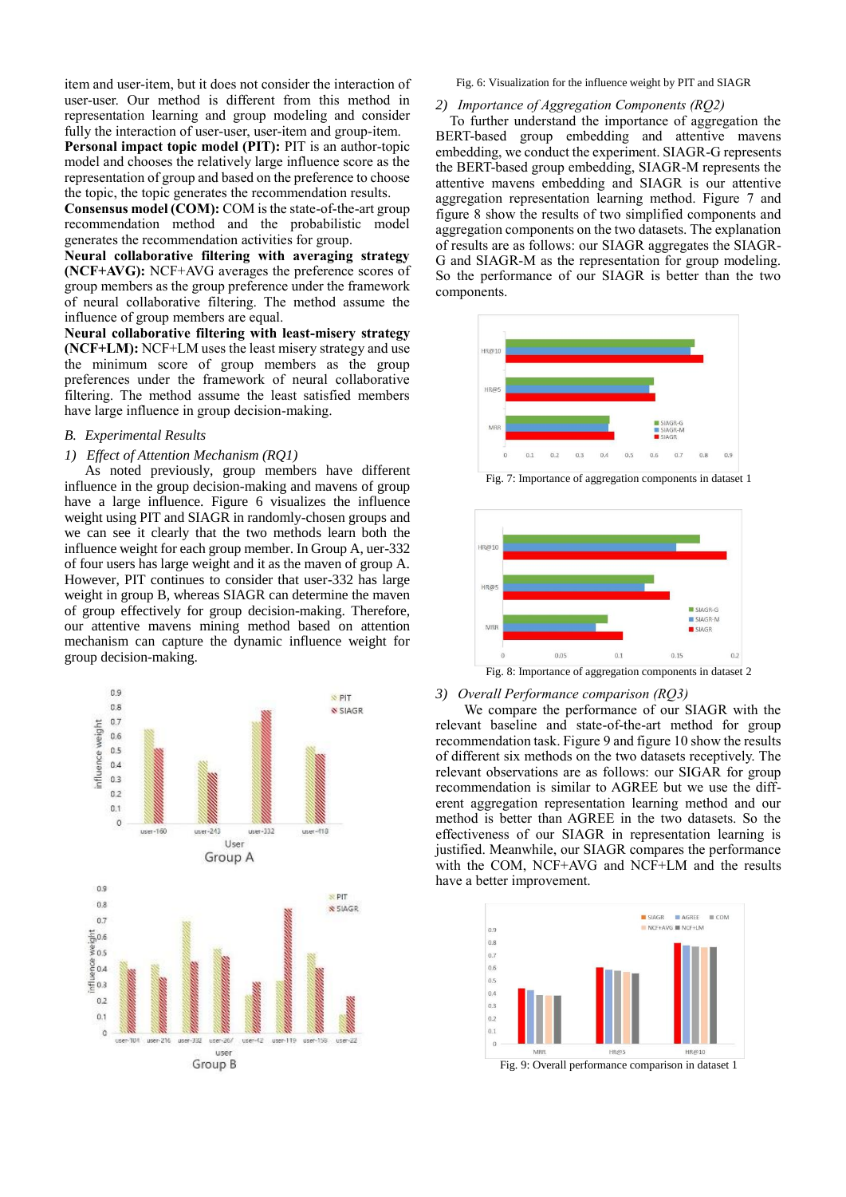item and user-item, but it does not consider the interaction of user-user. Our method is different from this method in representation learning and group modeling and consider fully the interaction of user-user, user-item and group-item.

**Personal impact topic model (PIT):** PIT is an author-topic model and chooses the relatively large influence score as the representation of group and based on the preference to choose the topic, the topic generates the recommendation results.

**Consensus model (COM):** COM is the state-of-the-art group recommendation method and the probabilistic model generates the recommendation activities for group.

**Neural collaborative filtering with averaging strategy (NCF+AVG):** NCF+AVG averages the preference scores of group members as the group preference under the framework of neural collaborative filtering. The method assume the influence of group members are equal.

**Neural collaborative filtering with least-misery strategy (NCF+LM):** NCF+LM uses the least misery strategy and use the minimum score of group members as the group preferences under the framework of neural collaborative filtering. The method assume the least satisfied members have large influence in group decision-making.

## B. *Experimental Results*

### 1) *Effect of Attention Mechanism (RQ1)*

As noted previously, group members have different influence in the group decision-making and mavens of group have a large influence. Figure 6 visualizes the influence weight using PIT and SIAGR in randomly-chosen groups and we can see it clearly that the two methods learn both the influence weight for each group member. In Group A, uer-332 of four users has large weight and it as the maven of group A. However, PIT continues to consider that user-332 has large weight in group B, whereas SIAGR can determine the maven of group effectively for group decision-making. Therefore, our attentive mavens mining method based on attention mechanism can capture the dynamic influence weight for group decision-making.

Fig. 6: Visualization for the influence weight by PIT and SIAGR

### 2) *Importance of Aggregation Components (RQ2)*

To further understand the importance of aggregation the BERT-based group embedding and attentive mavens embedding, we conduct the experiment. SIAGR-G represents the BERT-based group embedding, SIAGR-M represents the attentive mavens embedding and SIAGR is our attentive aggregation representation learning method. Figure 7 and figure 8 show the results of two simplified components and aggregation components on the two datasets. The explanation of results are as follows: our SIAGR aggregates the SIAGR-G and SIAGR-M as the representation for group modeling. So the performance of our SIAGR is better than the two components.

Fig. 7: Importance of aggregation components in dataset 1

Fig. 8: Importance of aggregation components in dataset 2

### 3) *Overall Performance comparison (RQ3)*

We compare the performance of our SIAGR with the relevant baseline and state-of-the-art method for group recommendation task. Figure 9 and figure 10 show the results of different six methods on the two datasets receptively. The relevant observations are as follows: our SIGAR for group recommendation is similar to AGREE but we use the different aggregation representation learning method and our method is better than AGREE in the two datasets. So the effectiveness of our SIAGR in representation learning is justified. Meanwhile, our SIAGR compares the performance with the COM, NCF+AVG and NCF+LM and the results have a better improvement.

Fig. 9: Overall performance comparison in dataset 1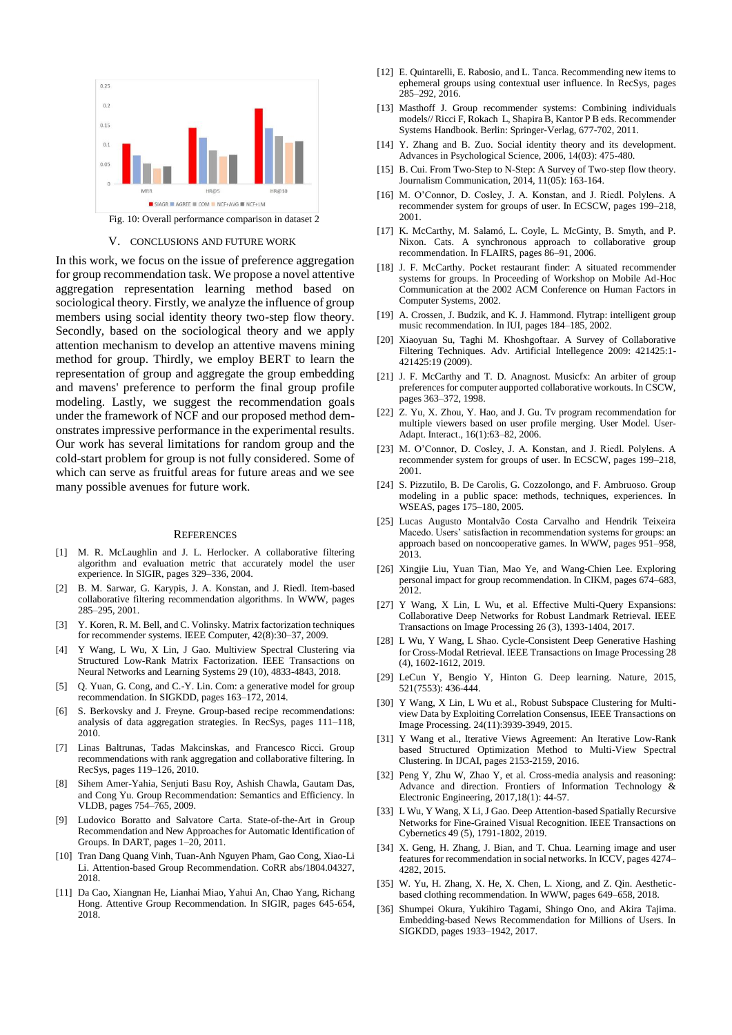Fig. 10: Overall performance comparison in dataset 2

## V. CONCLUSIONS AND FUTURE WORK

In this work, we focus on the issue of preference aggregation for group recommendation task. We propose a novel attentive aggregation representation learning method based on sociological theory. Firstly, we analyze the influence of group members using social identity theory two-step flow theory. Secondly, based on the sociological theory and we apply attention mechanism to develop an attentive mavens mining method for group. Thirdly, we employ BERT to learn the representation of group and aggregate the group embedding and mavens' preference to perform the final group profile modeling. Lastly, we suggest the recommendation goals under the framework of NCF and our proposed method demonstrates impressive performance in the experimental results. Our work has several limitations for random group and the cold-start problem for group is not fully considered. Some of which can serve as fruitful areas for future areas and we see many possible avenues for future work.

## REFERENCES

[1] M. R. McLaughlin and J. L. Herlocker. A collaborative filtering algorithm and evaluation metric that accurately model the user experience. In SIGIR, pages 329–336, 2004.

[2] B. M. Sarwar, G. Karypis, J. A. Konstan, and J. Riedl. Item-based collaborative filtering recommendation algorithms. In WWW, pages 285–295, 2001.

[3] Y. Koren, R. M. Bell, and C. Volinsky. Matrix factorization techniques for recommender systems. IEEE Computer, 42(8):30–37, 2009.

[4] Y Wang, L Wu, X Lin, J Gao. Multiview Spectral Clustering via Structured Low-Rank Matrix Factorization. IEEE Transactions on Neural Networks and Learning Systems 29 (10), 4833-4843, 2018.

[5] Q. Yuan, G. Cong, and C.-Y. Lin. Com: a generative model for group recommendation. In SIGKDD, pages 163–172, 2014.

[6] S. Berkovsky and J. Freyne. Group-based recipe recommendations: analysis of data aggregation strategies. In RecSys, pages 111–118, 2010.

[7] Linas Baltrunas, Tadas Makcinskas, and Francesco Ricci. Group recommendations with rank aggregation and collaborative filtering. In RecSys, pages 119–126, 2010.

[8] Sihem Amer-Yahia, Senjuti Basu Roy, Ashish Chawla, Gautam Das, and Cong Yu. Group Recommendation: Semantics and Efficiency. In VLDB, pages 754–765, 2009.

[9] Ludovico Boratto and Salvatore Carta. State-of-the-Art in Group Recommendation and New Approaches for Automatic Identification of Groups. In DART, pages 1–20, 2011.

[10] Tran Dang Quang Vinh, Tuan-Anh Nguyen Pham, Gao Cong, Xiao-Li Li. Attention-based Group Recommendation. CoRR abs/1804.04327, 2018.

[11] Da Cao, Xiangnan He, Lianhai Miao, Yahui An, Chao Yang, Richang Hong. Attentive Group Recommendation. In SIGIR, pages 645-654, 2018.

[12] E. Quintarelli, E. Rabosio, and L. Tanca. Recommending new items to ephemeral groups using contextual user influence. In RecSys, pages 285–292, 2016.

[13] Masthoff J. Group recommender systems: Combining individuals models// Ricci F, Rokach L, Shapira B, Kantor P B eds. Recommender Systems Handbook. Berlin: Springer-Verlag, 677-702, 2011.

[14] Y. Zhang and B. Zuo. Social identity theory and its development. Advances in Psychological Science, 2006, 14(03): 475-480.

[15] B. Cui. From Two-Step to N-Step: A Survey of Two-step flow theory. Journalism Communication, 2014, 11(05): 163-164.

[16] M. O'Connor, D. Cosley, J. A. Konstan, and J. Riedl. Polylens. A recommender system for groups of user. In ECSCW, pages 199–218, 2001.

[17] K. McCarthy, M. Salamó, L. Coyle, L. McGinty, B. Smyth, and P. Nixon. Cats. A synchronous approach to collaborative group recommendation. In FLAIRS, pages 86–91, 2006.

[18] J. F. McCarthy. Pocket restaurant finder: A situated recommender systems for groups. In Proceeding of Workshop on Mobile Ad-Hoc Communication at the 2002 ACM Conference on Human Factors in Computer Systems, 2002.

[19] A. Crossen, J. Budzik, and K. J. Hammond. Flytrap: intelligent group music recommendation. In IUI, pages 184–185, 2002.

[20] Xiaoyuan Su, Taghi M. Khoshgoftaar. A Survey of Collaborative Filtering Techniques. Adv. Artificial Intellegence 2009: 421425:1-421425:19 (2009).

[21] J. F. McCarthy and T. D. Anagnost. Musicfx: An arbiter of group preferences for computer supported collaborative workouts. In CSCW, pages 363–372, 1998.

[22] Z. Yu, X. Zhou, Y. Hao, and J. Gu. Tv program recommendation for multiple viewers based on user profile merging. User Model. User-Adapt. Interact., 16(1):63–82, 2006.

[23] M. O'Connor, D. Cosley, J. A. Konstan, and J. Riedl. Polylens. A recommender system for groups of user. In ECSCW, pages 199–218, 2001.

[24] S. Pizzutilo, B. De Carolis, G. Cozzolongo, and F. Ambruoso. Group modeling in a public space: methods, techniques, experiences. In WSEAS, pages 175–180, 2005.

[25] Lucas Augusto Montalvão Costa Carvalho and Hendrik Teixeira Macedo. Users' satisfaction in recommendation systems for groups: an approach based on noncooperative games. In WWW, pages 951–958, 2013.

[26] Xingjie Liu, Yuan Tian, Mao Ye, and Wang-Chien Lee. Exploring personal impact for group recommendation. In CIKM, pages 674–683, 2012.

[27] Y Wang, X Lin, L Wu, et al. Effective Multi-Query Expansions: Collaborative Deep Networks for Robust Landmark Retrieval. IEEE Transactions on Image Processing 26 (3), 1393-1404, 2017.

[28] L Wu, Y Wang, L Shao. Cycle-Consistent Deep Generative Hashing for Cross-Modal Retrieval. IEEE Transactions on Image Processing 28 (4), 1602-1612, 2019.

[29] LeCun Y, Bengio Y, Hinton G. Deep learning. Nature, 2015, 521(7553): 436-444.

[30] Y Wang, X Lin, L Wu et al., Robust Subspace Clustering for Multi-view Data by Exploiting Correlation Consensus, IEEE Transactions on Image Processing. 24(11):3939-3949, 2015.

[31] Y Wang et al., Iterative Views Agreement: An Iterative Low-Rank based Structured Optimization Method to Multi-View Spectral Clustering. In IJCAI, pages 2153-2159, 2016.

[32] Peng Y, Zhu W, Zhao Y, et al. Cross-media analysis and reasoning: Advance and direction. Frontiers of Information Technology & Electronic Engineering, 2017,18(1): 44-57.

[33] L Wu, Y Wang, X Li, J Gao. Deep Attention-based Spatially Recursive Networks for Fine-Grained Visual Recognition. IEEE Transactions on Cybernetics 49 (5), 1791-1802, 2019.

[34] X. Geng, H. Zhang, J. Bian, and T. Chua. Learning image and user features for recommendation in social networks. In ICCV, pages 4274–4282, 2015.

[35] W. Yu, H. Zhang, X. He, X. Chen, L. Xiong, and Z. Qin. Aesthetic-based clothing recommendation. In WWW, pages 649–658, 2018.

[36] Shumpei Okura, Yukihiro Tagami, Shingo Ono, and Akira Tajima. Embedding-based News Recommendation for Millions of Users. In SIGKDD, pages 1933–1942, 2017.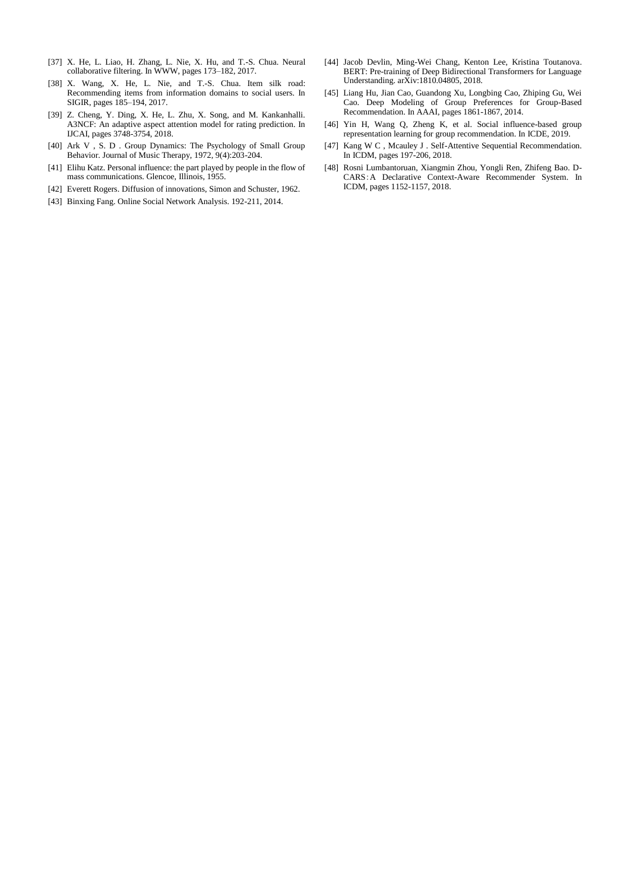[37] X. He, L. Liao, H. Zhang, L. Nie, X. Hu, and T.-S. Chua. Neural collaborative filtering. In WWW, pages 173–182, 2017.

[38] X. Wang, X. He, L. Nie, and T.-S. Chua. Item silk road: Recommending items from information domains to social users. In SIGIR, pages 185–194, 2017.

[39] Z. Cheng, Y. Ding, X. He, L. Zhu, X. Song, and M. Kankanhalli. A3NCF: An adaptive aspect attention model for rating prediction. In IJCAI, pages 3748-3754, 2018.

[40] Ark V , S. D . Group Dynamics: The Psychology of Small Group Behavior. Journal of Music Therapy, 1972, 9(4):203-204.

[41] Elihu Katz. Personal influence: the part played by people in the flow of mass communications. Glencoe, Illinois, 1955.

[42] Everett Rogers. Diffusion of innovations, Simon and Schuster, 1962.

[43] Binxing Fang. Online Social Network Analysis. 192-211, 2014.

[44] Jacob Devlin, Ming-Wei Chang, Kenton Lee, Kristina Toutanova. BERT: Pre-training of Deep Bidirectional Transformers for Language Understanding. arXiv:1810.04805, 2018.

[45] Liang Hu, Jian Cao, Guandong Xu, Longbing Cao, Zhiping Gu, Wei Cao. Deep Modeling of Group Preferences for Group-Based Recommendation. In AAAI, pages 1861-1867, 2014.

[46] Yin H, Wang Q, Zheng K, et al. Social influence-based group representation learning for group recommendation. In ICDE, 2019.

[47] Kang W C , Mcauley J . Self-Attentive Sequential Recommendation. In ICDM, pages 197-206, 2018.

[48] Rosni Lumbantoruan, Xiangmin Zhou, Yongli Ren, Zhifeng Bao. D-CARS: A Declarative Context-Aware Recommender System. In ICDM, pages 1152-1157, 2018.